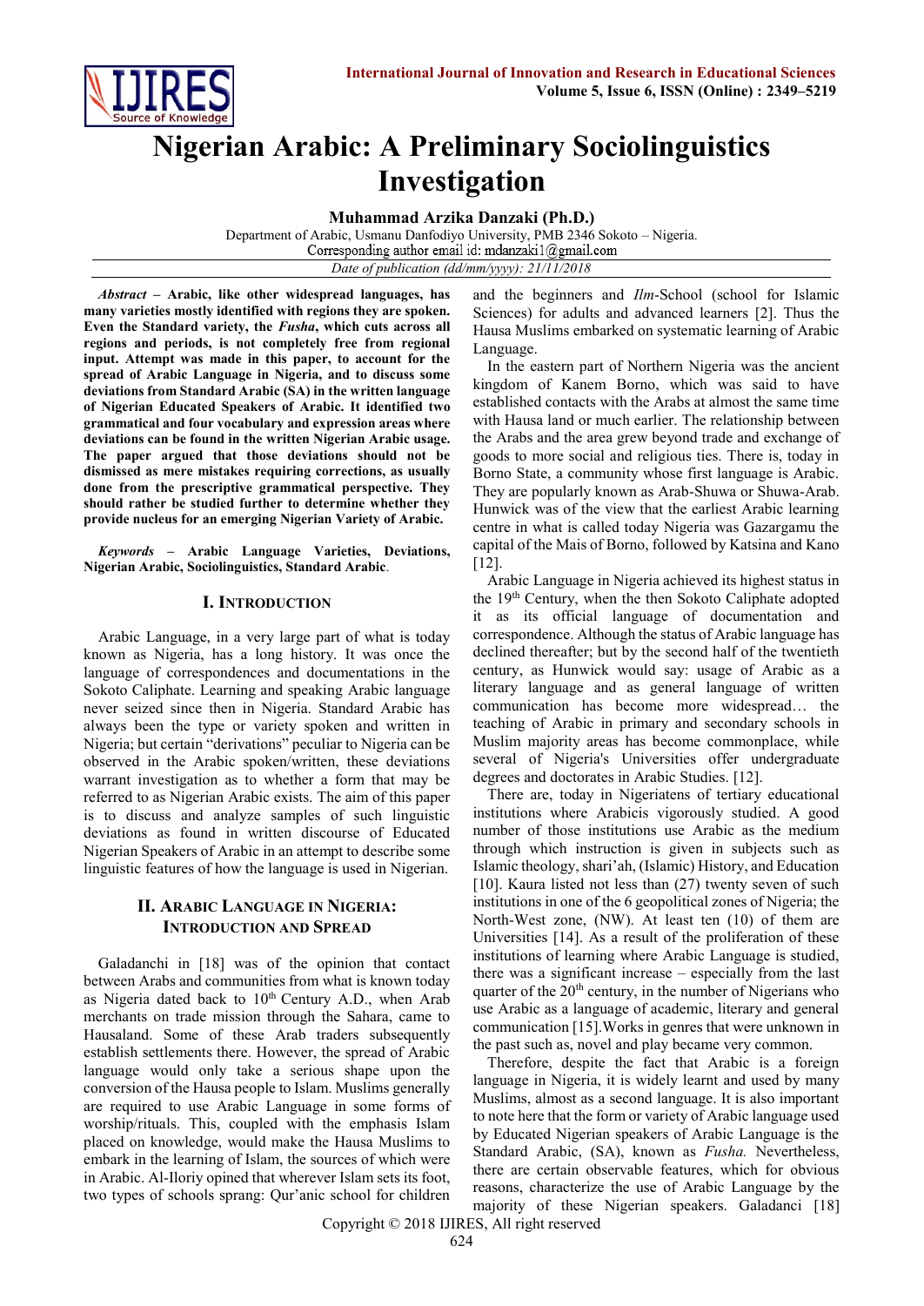# Nigerian Arabic: A Preliminary Sociolinguistics Investigation

**Muhammad Arzika Danzaki (Ph.D.)**

Department of Arabic, Usmanu Danfodiyo University, PMB 2346 Sokoto – Nigeria.
Corresponding author email id: mdanzaki1@gmail.com

*Date of publication (dd/mm/yyyy): 21/11/2018*

***Abstract*** **– Arabic, like other widespread languages, has many varieties mostly identified with regions they are spoken. Even the Standard variety, the *Fusha*, which cuts across all regions and periods, is not completely free from regional input. Attempt was made in this paper, to account for the spread of Arabic Language in Nigeria, and to discuss some deviations from Standard Arabic (SA) in the written language of Nigerian Educated Speakers of Arabic. It identified two grammatical and four vocabulary and expression areas where deviations can be found in the written Nigerian Arabic usage. The paper argued that those deviations should not be dismissed as mere mistakes requiring corrections, as usually done from the prescriptive grammatical perspective. They should rather be studied further to determine whether they provide nucleus for an emerging Nigerian Variety of Arabic.**

***Keywords*** **– Arabic Language Varieties, Deviations, Nigerian Arabic, Sociolinguistics, Standard Arabic**.

## I. Introduction

Arabic Language, in a very large part of what is today known as Nigeria, has a long history. It was once the language of correspondences and documentations in the Sokoto Caliphate. Learning and speaking Arabic language never seized since then in Nigeria. Standard Arabic has always been the type or variety spoken and written in Nigeria; but certain "derivations" peculiar to Nigeria can be observed in the Arabic spoken/written, these deviations warrant investigation as to whether a form that may be referred to as Nigerian Arabic exists. The aim of this paper is to discuss and analyze samples of such linguistic deviations as found in written discourse of Educated Nigerian Speakers of Arabic in an attempt to describe some linguistic features of how the language is used in Nigerian.

## II. Arabic Language in Nigeria: Introduction and Spread

Galadanchi in [18] was of the opinion that contact between Arabs and communities from what is known today as Nigeria dated back to 10th Century A.D., when Arab merchants on trade mission through the Sahara, came to Hausaland. Some of these Arab traders subsequently establish settlements there. However, the spread of Arabic language would only take a serious shape upon the conversion of the Hausa people to Islam. Muslims generally are required to use Arabic Language in some forms of worship/rituals. This, coupled with the emphasis Islam placed on knowledge, would make the Hausa Muslims to embark in the learning of Islam, the sources of which were in Arabic. Al-Iloriy opined that wherever Islam sets its foot, two types of schools sprang: Qur'anic school for children and the beginners and *Ilm*-School (school for Islamic Sciences) for adults and advanced learners [2]. Thus the Hausa Muslims embarked on systematic learning of Arabic Language.

In the eastern part of Northern Nigeria was the ancient kingdom of Kanem Borno, which was said to have established contacts with the Arabs at almost the same time with Hausa land or much earlier. The relationship between the Arabs and the area grew beyond trade and exchange of goods to more social and religious ties. There is, today in Borno State, a community whose first language is Arabic. They are popularly known as Arab-Shuwa or Shuwa-Arab. Hunwick was of the view that the earliest Arabic learning centre in what is called today Nigeria was Gazargamu the capital of the Mais of Borno, followed by Katsina and Kano [12].

Arabic Language in Nigeria achieved its highest status in the 19th Century, when the then Sokoto Caliphate adopted it as its official language of documentation and correspondence. Although the status of Arabic language has declined thereafter; but by the second half of the twentieth century, as Hunwick would say: usage of Arabic as a literary language and as general language of written communication has become more widespread… the teaching of Arabic in primary and secondary schools in Muslim majority areas has become commonplace, while several of Nigeria's Universities offer undergraduate degrees and doctorates in Arabic Studies. [12].

There are, today in Nigeriatens of tertiary educational institutions where Arabicis vigorously studied. A good number of those institutions use Arabic as the medium through which instruction is given in subjects such as Islamic theology, shari'ah, (Islamic) History, and Education [10]. Kaura listed not less than (27) twenty seven of such institutions in one of the 6 geopolitical zones of Nigeria; the North-West zone, (NW). At least ten (10) of them are Universities [14]. As a result of the proliferation of these institutions of learning where Arabic Language is studied, there was a significant increase – especially from the last quarter of the 20th century, in the number of Nigerians who use Arabic as a language of academic, literary and general communication [15].Works in genres that were unknown in the past such as, novel and play became very common.

Therefore, despite the fact that Arabic is a foreign language in Nigeria, it is widely learnt and used by many Muslims, almost as a second language. It is also important to note here that the form or variety of Arabic language used by Educated Nigerian speakers of Arabic Language is the Standard Arabic, (SA), known as *Fusha.* Nevertheless, there are certain observable features, which for obvious reasons, characterize the use of Arabic Language by the majority of these Nigerian speakers. Galadanci [18]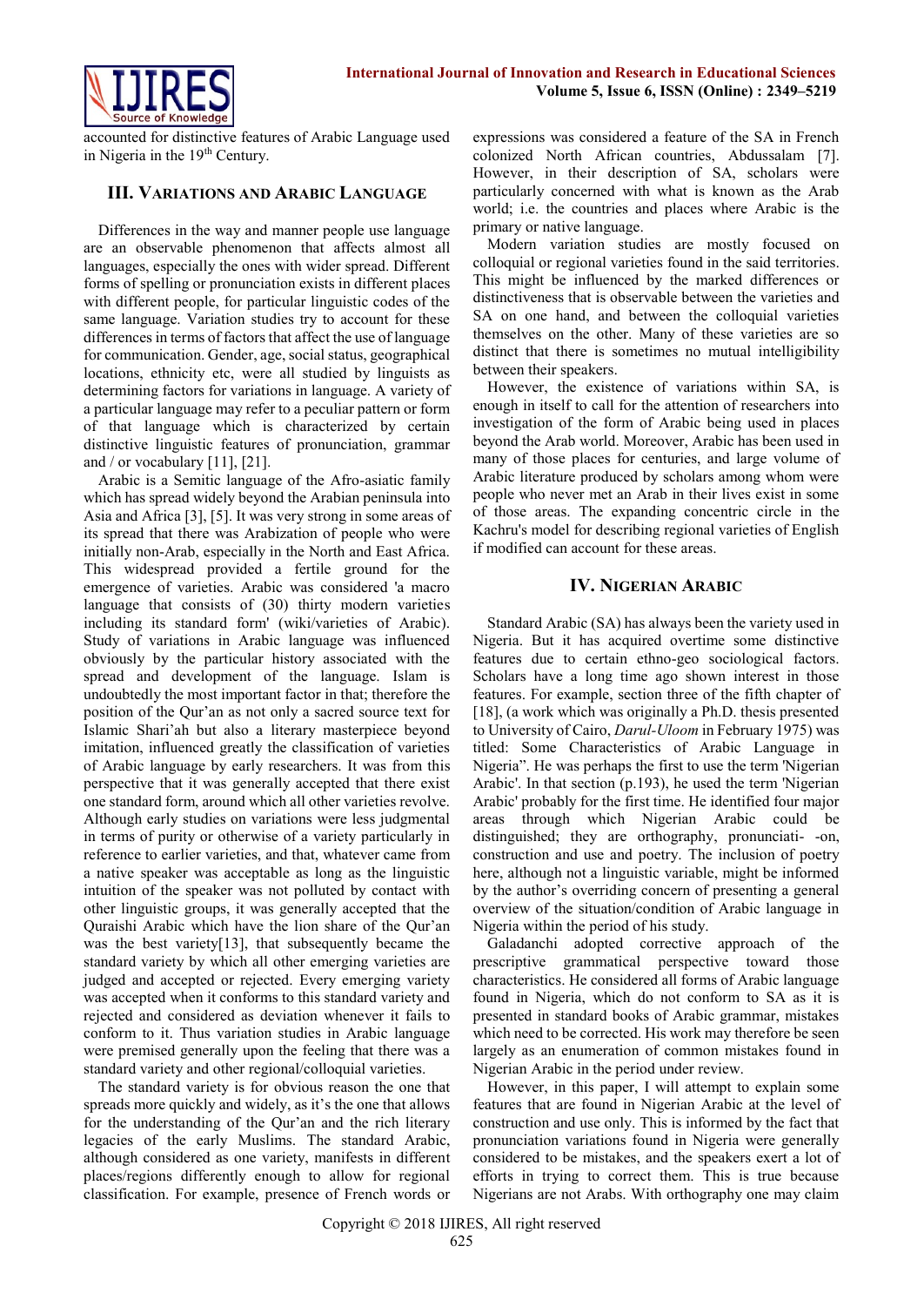accounted for distinctive features of Arabic Language used in Nigeria in the 19th Century.

## III. Variations and Arabic Language

Differences in the way and manner people use language are an observable phenomenon that affects almost all languages, especially the ones with wider spread. Different forms of spelling or pronunciation exists in different places with different people, for particular linguistic codes of the same language. Variation studies try to account for these differences in terms of factors that affect the use of language for communication. Gender, age, social status, geographical locations, ethnicity etc, were all studied by linguists as determining factors for variations in language. A variety of a particular language may refer to a peculiar pattern or form of that language which is characterized by certain distinctive linguistic features of pronunciation, grammar and / or vocabulary [11], [21].

Arabic is a Semitic language of the Afro-asiatic family which has spread widely beyond the Arabian peninsula into Asia and Africa [3], [5]. It was very strong in some areas of its spread that there was Arabization of people who were initially non-Arab, especially in the North and East Africa. This widespread provided a fertile ground for the emergence of varieties. Arabic was considered 'a macro language that consists of (30) thirty modern varieties including its standard form' (wiki/varieties of Arabic). Study of variations in Arabic language was influenced obviously by the particular history associated with the spread and development of the language. Islam is undoubtedly the most important factor in that; therefore the position of the Qur'an as not only a sacred source text for Islamic Shari'ah but also a literary masterpiece beyond imitation, influenced greatly the classification of varieties of Arabic language by early researchers. It was from this perspective that it was generally accepted that there exist one standard form, around which all other varieties revolve. Although early studies on variations were less judgmental in terms of purity or otherwise of a variety particularly in reference to earlier varieties, and that, whatever came from a native speaker was acceptable as long as the linguistic intuition of the speaker was not polluted by contact with other linguistic groups, it was generally accepted that the Quraishi Arabic which have the lion share of the Qur'an was the best variety[13], that subsequently became the standard variety by which all other emerging varieties are judged and accepted or rejected. Every emerging variety was accepted when it conforms to this standard variety and rejected and considered as deviation whenever it fails to conform to it. Thus variation studies in Arabic language were premised generally upon the feeling that there was a standard variety and other regional/colloquial varieties.

The standard variety is for obvious reason the one that spreads more quickly and widely, as it's the one that allows for the understanding of the Qur'an and the rich literary legacies of the early Muslims. The standard Arabic, although considered as one variety, manifests in different places/regions differently enough to allow for regional classification. For example, presence of French words or expressions was considered a feature of the SA in French colonized North African countries, Abdussalam [7]. However, in their description of SA, scholars were particularly concerned with what is known as the Arab world; i.e. the countries and places where Arabic is the primary or native language.

Modern variation studies are mostly focused on colloquial or regional varieties found in the said territories. This might be influenced by the marked differences or distinctiveness that is observable between the varieties and SA on one hand, and between the colloquial varieties themselves on the other. Many of these varieties are so distinct that there is sometimes no mutual intelligibility between their speakers.

However, the existence of variations within SA, is enough in itself to call for the attention of researchers into investigation of the form of Arabic being used in places beyond the Arab world. Moreover, Arabic has been used in many of those places for centuries, and large volume of Arabic literature produced by scholars among whom were people who never met an Arab in their lives exist in some of those areas. The expanding concentric circle in the Kachru's model for describing regional varieties of English if modified can account for these areas.

## IV. Nigerian Arabic

Standard Arabic (SA) has always been the variety used in Nigeria. But it has acquired overtime some distinctive features due to certain ethno-geo sociological factors. Scholars have a long time ago shown interest in those features. For example, section three of the fifth chapter of [18], (a work which was originally a Ph.D. thesis presented to University of Cairo, *Darul-Uloom* in February 1975) was titled: Some Characteristics of Arabic Language in Nigeria". He was perhaps the first to use the term 'Nigerian Arabic'. In that section (p.193), he used the term 'Nigerian Arabic' probably for the first time. He identified four major areas through which Nigerian Arabic could be distinguished; they are orthography, pronunciati- -on, construction and use and poetry. The inclusion of poetry here, although not a linguistic variable, might be informed by the author's overriding concern of presenting a general overview of the situation/condition of Arabic language in Nigeria within the period of his study.

Galadanchi adopted corrective approach of the prescriptive grammatical perspective toward those characteristics. He considered all forms of Arabic language found in Nigeria, which do not conform to SA as it is presented in standard books of Arabic grammar, mistakes which need to be corrected. His work may therefore be seen largely as an enumeration of common mistakes found in Nigerian Arabic in the period under review.

However, in this paper, I will attempt to explain some features that are found in Nigerian Arabic at the level of construction and use only. This is informed by the fact that pronunciation variations found in Nigeria were generally considered to be mistakes, and the speakers exert a lot of efforts in trying to correct them. This is true because Nigerians are not Arabs. With orthography one may claim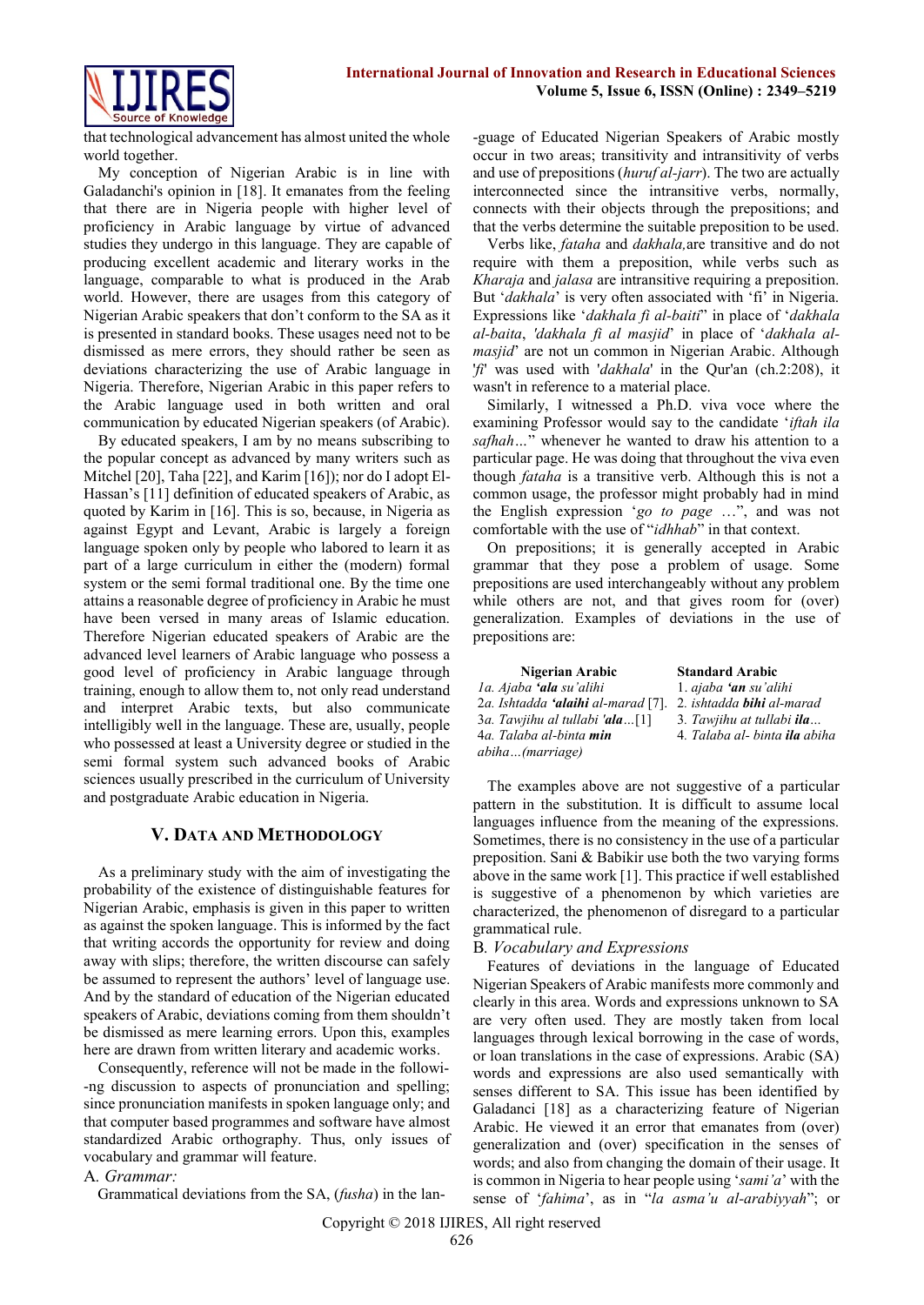that technological advancement has almost united the whole world together.

My conception of Nigerian Arabic is in line with Galadanchi's opinion in [18]. It emanates from the feeling that there are in Nigeria people with higher level of proficiency in Arabic language by virtue of advanced studies they undergo in this language. They are capable of producing excellent academic and literary works in the language, comparable to what is produced in the Arab world. However, there are usages from this category of Nigerian Arabic speakers that don't conform to the SA as it is presented in standard books. These usages need not to be dismissed as mere errors, they should rather be seen as deviations characterizing the use of Arabic language in Nigeria. Therefore, Nigerian Arabic in this paper refers to the Arabic language used in both written and oral communication by educated Nigerian speakers (of Arabic).

By educated speakers, I am by no means subscribing to the popular concept as advanced by many writers such as Mitchel [20], Taha [22], and Karim [16]); nor do I adopt El-Hassan's [11] definition of educated speakers of Arabic, as quoted by Karim in [16]. This is so, because, in Nigeria as against Egypt and Levant, Arabic is largely a foreign language spoken only by people who labored to learn it as part of a large curriculum in either the (modern) formal system or the semi formal traditional one. By the time one attains a reasonable degree of proficiency in Arabic he must have been versed in many areas of Islamic education. Therefore Nigerian educated speakers of Arabic are the advanced level learners of Arabic language who possess a good level of proficiency in Arabic language through training, enough to allow them to, not only read understand and interpret Arabic texts, but also communicate intelligibly well in the language. These are, usually, people who possessed at least a University degree or studied in the semi formal system such advanced books of Arabic sciences usually prescribed in the curriculum of University and postgraduate Arabic education in Nigeria.

## V. Data and Methodology

As a preliminary study with the aim of investigating the probability of the existence of distinguishable features for Nigerian Arabic, emphasis is given in this paper to written as against the spoken language. This is informed by the fact that writing accords the opportunity for review and doing away with slips; therefore, the written discourse can safely be assumed to represent the authors' level of language use. And by the standard of education of the Nigerian educated speakers of Arabic, deviations coming from them shouldn't be dismissed as mere learning errors. Upon this, examples here are drawn from written literary and academic works.

Consequently, reference will not be made in the following discussion to aspects of pronunciation and spelling; since pronunciation manifests in spoken language only; and that computer based programmes and software have almost standardized Arabic orthography. Thus, only issues of vocabulary and grammar will feature.

### A. *Grammar:*

Grammatical deviations from the SA, (*fusha*) in the language of Educated Nigerian Speakers of Arabic mostly occur in two areas; transitivity and intransitivity of verbs and use of prepositions (*huruf al-jarr*). The two are actually interconnected since the intransitive verbs, normally, connects with their objects through the prepositions; and that the verbs determine the suitable preposition to be used.

Verbs like, *fataha* and *dakhala,* are transitive and do not require with them a preposition, while verbs such as *Kharaja* and *jalasa* are intransitive requiring a preposition. But '*dakhala*' is very often associated with 'fi' in Nigeria. Expressions like '*dakhala fi al-baiti*' in place of '*dakhala al-baita*, '*dakhala fi al masjid*' in place of '*dakhala al-masjid*' are not un common in Nigerian Arabic. Although '*fi*' was used with '*dakhala*' in the Qur'an (ch.2:208), it wasn't in reference to a material place.

Similarly, I witnessed a Ph.D. viva voce where the examining Professor would say to the candidate '*iftah ila safhah…*' whenever he wanted to draw his attention to a particular page. He was doing that throughout the viva even though *fataha* is a transitive verb. Although this is not a common usage, the professor might probably had in mind the English expression '*go to page* …', and was not comfortable with the use of "*idhhab*" in that context.

On prepositions; it is generally accepted in Arabic grammar that they pose a problem of usage. Some prepositions are used interchangeably without any problem while others are not, and that gives room for (over) generalization. Examples of deviations in the use of prepositions are:

| Nigerian Arabic | Standard Arabic |
|---|---|
| *1a. Ajaba* ***'ala*** *su'alihi* | 1. *ajaba* ***'an*** *su'alihi* |
| 2a. *Ishtadda* ***'alaihi*** *al-marad* [7]. | 2. *ishtadda* ***bihi*** *al-marad* |
| 3a. *Tawjihu al tullabi* ***'ala****…*[1] | 3. *Tawjihu at tullabi* ***ila****…* |
| 4a. *Talaba al-binta* ***min*** *abiha…(marriage)* | 4. *Talaba al- binta* ***ila*** *abiha* |

The examples above are not suggestive of a particular pattern in the substitution. It is difficult to assume local languages influence from the meaning of the expressions. Sometimes, there is no consistency in the use of a particular preposition. Sani & Babikir use both the two varying forms above in the same work [1]. This practice if well established is suggestive of a phenomenon by which varieties are characterized, the phenomenon of disregard to a particular grammatical rule.

### B. *Vocabulary and Expressions*

Features of deviations in the language of Educated Nigerian Speakers of Arabic manifests more commonly and clearly in this area. Words and expressions unknown to SA are very often used. They are mostly taken from local languages through lexical borrowing in the case of words, or loan translations in the case of expressions. Arabic (SA) words and expressions are also used semantically with senses different to SA. This issue has been identified by Galadanci [18] as a characterizing feature of Nigerian Arabic. He viewed it an error that emanates from (over) generalization and (over) specification in the senses of words; and also from changing the domain of their usage. It is common in Nigeria to hear people using '*sami'a*' with the sense of '*fahima*', as in "*la asma'u al-arabiyyah*"; or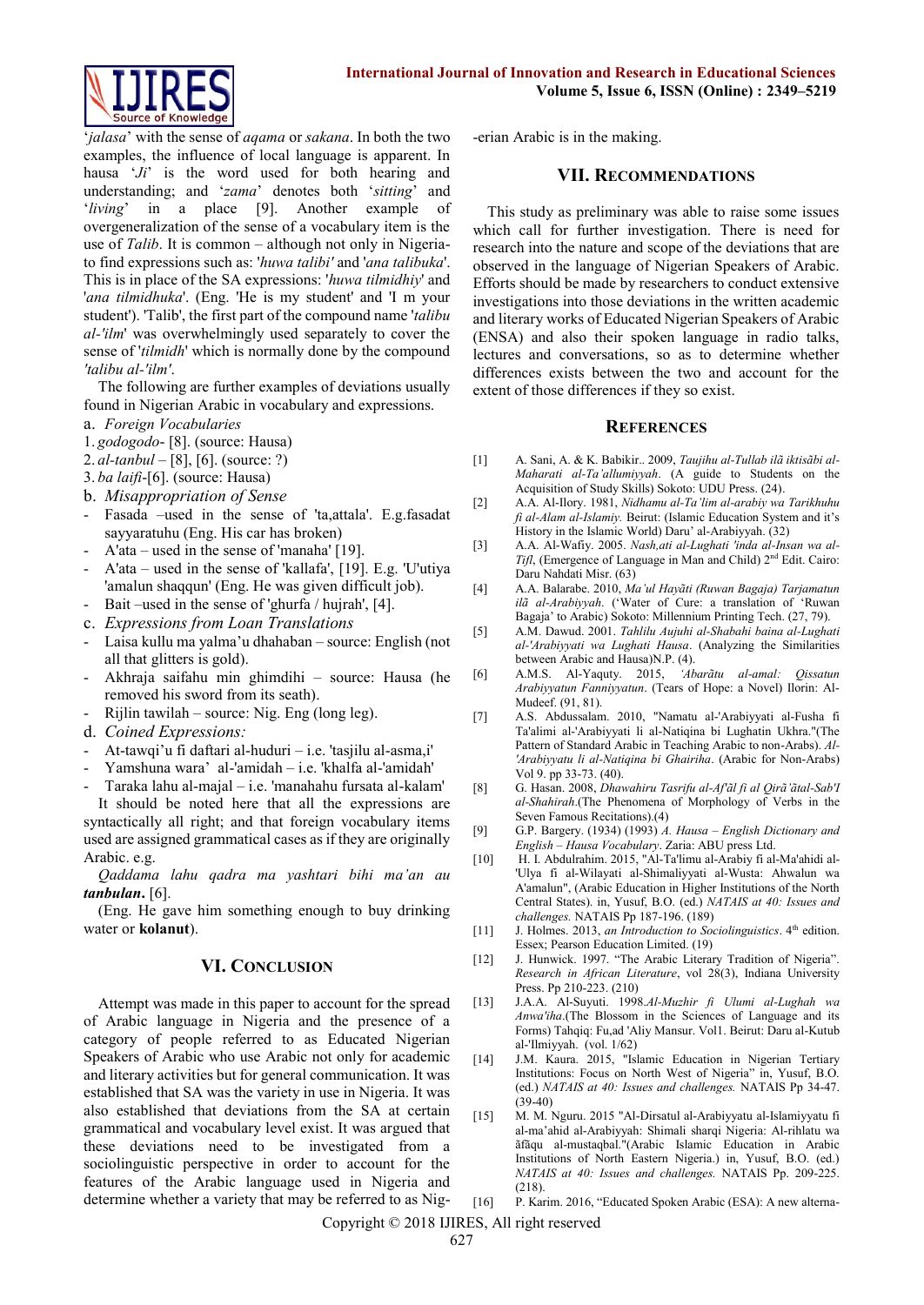'*jalasa*' with the sense of *aqama* or *sakana*. In both the two examples, the influence of local language is apparent. In hausa '*Ji*' is the word used for both hearing and understanding; and '*zama*' denotes both '*sitting*' and '*living*' in a place [9]. Another example of overgeneralization of the sense of a vocabulary item is the use of *Talib*. It is common – although not only in Nigeria- to find expressions such as: '*huwa talibi'* and '*ana talibuka*'. This is in place of the SA expressions: '*huwa tilmidhiy*' and '*ana tilmidhuka*'. (Eng. 'He is my student' and 'I m your student'). 'Talib', the first part of the compound name '*talibu al-'ilm*' was overwhelmingly used separately to cover the sense of '*tilmidh*' which is normally done by the compound *'talibu al-'ilm'*.

The following are further examples of deviations usually found in Nigerian Arabic in vocabulary and expressions.

a. *Foreign Vocabularies*

1. *godogodo*- [8]. (source: Hausa)
2. *al-tanbul* – [8], [6]. (source: ?)
3. *ba laifi*-[6]. (source: Hausa)

b. *Misappropriation of Sense*

- Fasada –used in the sense of 'ta,attala'. E.g.fasadat sayyaratuhu (Eng. His car has broken)
- A'ata – used in the sense of 'manaha' [19].
- A'ata – used in the sense of 'kallafa', [19]. E.g. 'U'utiya 'amalun shaqqun' (Eng. He was given difficult job).
- Bait –used in the sense of 'ghurfa / hujrah', [4].

c. *Expressions from Loan Translations*

- Laisa kullu ma yalma'u dhahaban – source: English (not all that glitters is gold).
- Akhraja saifahu min ghimdihi – source: Hausa (he removed his sword from its seath).
- Rijlin tawilah – source: Nig. Eng (long leg).

d. *Coined Expressions:*

- At-tawqi'u fi daftari al-huduri – i.e. 'tasjilu al-asma,i'
- Yamshuna wara' al-'amidah – i.e. 'khalfa al-'amidah'
- Taraka lahu al-majal – i.e. 'manahahu fursata al-kalam'

It should be noted here that all the expressions are syntactically all right; and that foreign vocabulary items used are assigned grammatical cases as if they are originally Arabic. e.g.

*Qaddama lahu qadra ma yashtari bihi ma'an au* ***tanbulan***. [6].

(Eng. He gave him something enough to buy drinking water or **kolanut**).

## VI. Conclusion

Attempt was made in this paper to account for the spread of Arabic language in Nigeria and the presence of a category of people referred to as Educated Nigerian Speakers of Arabic who use Arabic not only for academic and literary activities but for general communication. It was established that SA was the variety in use in Nigeria. It was also established that deviations from the SA at certain grammatical and vocabulary level exist. It was argued that these deviations need to be investigated from a sociolinguistic perspective in order to account for the features of the Arabic language used in Nigeria and determine whether a variety that may be referred to as Nigerian Arabic is in the making.

## VII. Recommendations

This study as preliminary was able to raise some issues which call for further investigation. There is need for research into the nature and scope of the deviations that are observed in the language of Nigerian Speakers of Arabic. Efforts should be made by researchers to conduct extensive investigations into those deviations in the written academic and literary works of Educated Nigerian Speakers of Arabic (ENSA) and also their spoken language in radio talks, lectures and conversations, so as to determine whether differences exists between the two and account for the extent of those differences if they so exist.

## References

[1] A. Sani, A. & K. Babikir.. 2009, *Taujihu al-Tullab ilã iktisãbi al-Maharati al-Ta'allumiyyah*. (A guide to Students on the Acquisition of Study Skills) Sokoto: UDU Press. (24).

[2] A.A. Al-Ilory. 1981, *Nidhamu al-Ta'lim al-arabiy wa Tarikhuhu fi al-Alam al-Islamiy.* Beirut: (Islamic Education System and it's History in the Islamic World) Daru' al-Arabiyyah. (32)

[3] A.A. Al-Wafiy. 2005. *Nash,ati al-Lughati 'inda al-Insan wa al-Tifl*, (Emergence of Language in Man and Child) 2nd Edit. Cairo: Daru Nahdati Misr. (63)

[4] A.A. Balarabe. 2010, *Ma'ul Hayãti (Ruwan Bagaja) Tarjamatun ilã al-Arabiyyah*. ('Water of Cure: a translation of 'Ruwan Bagaja' to Arabic) Sokoto: Millennium Printing Tech. (27, 79).

[5] A.M. Dawud. 2001. *Tahlilu Aujuhi al-Shabahi baina al-Lughati al-'Arabiyyati wa Lughati Hausa*. (Analyzing the Similarities between Arabic and Hausa)N.P. (4).

[6] A.M.S. Al-Yaquty. 2015, *'Abarãtu al-amal: Qissatun Arabiyyatun Fanniyyatun*. (Tears of Hope: a Novel) Ilorin: Al-Mudeef. (91, 81).

[7] A.S. Abdussalam. 2010, "Namatu al-'Arabiyyati al-Fusha fi Ta'alimi al-'Arabiyyati li al-Natiqina bi Lughatin Ukhra."(The Pattern of Standard Arabic in Teaching Arabic to non-Arabs). *Al-'Arabiyyatu li al-Natiqina bi Ghairiha*. (Arabic for Non-Arabs) Vol 9. pp 33-73. (40).

[8] G. Hasan. 2008, *Dhawahiru Tasrifu al-Af'ãl fi al Qirã'ãtal-Sab'I al-Shahirah*.(The Phenomena of Morphology of Verbs in the Seven Famous Recitations).(4)

[9] G.P. Bargery. (1934) (1993) *A. Hausa – English Dictionary and English – Hausa Vocabulary*. Zaria: ABU press Ltd.

[10] H. I. Abdulrahim. 2015, "Al-Ta'limu al-Arabiy fi al-Ma'ahidi al-'Ulya fi al-Wilayati al-Shimaliyyati al-Wusta: Ahwalun wa A'amalun", (Arabic Education in Higher Institutions of the North Central States). in, Yusuf, B.O. (ed.) *NATAIS at 40: Issues and challenges.* NATAIS Pp 187-196. (189)

[11] J. Holmes. 2013, *an Introduction to Sociolinguistics*. 4th edition. Essex; Pearson Education Limited. (19)

[12] J. Hunwick. 1997. "The Arabic Literary Tradition of Nigeria". *Research in African Literature*, vol 28(3), Indiana University Press. Pp 210-223. (210)

[13] J.A.A. Al-Suyuti. 1998.*Al-Muzhir fi Ulumi al-Lughah wa Anwa'iha*.(The Blossom in the Sciences of Language and its Forms) Tahqiq: Fu,ad 'Aliy Mansur. Vol1. Beirut: Daru al-Kutub al-'Ilmiyyah. (vol. 1/62)

[14] J.M. Kaura. 2015, "Islamic Education in Nigerian Tertiary Institutions: Focus on North West of Nigeria" in, Yusuf, B.O. (ed.) *NATAIS at 40: Issues and challenges.* NATAIS Pp 34-47. (39-40)

[15] M. M. Nguru. 2015 "Al-Dirsatul al-Arabiyyatu al-Islamiyyatu fi al-ma'ahid al-Arabiyyah: Shimali sharqi Nigeria: Al-rihlatu wa ãfãqu al-mustaqbal."(Arabic Islamic Education in Arabic Institutions of North Eastern Nigeria.) in, Yusuf, B.O. (ed.) *NATAIS at 40: Issues and challenges.* NATAIS Pp. 209-225. (218).

[16] P. Karim. 2016, "Educated Spoken Arabic (ESA): A new alterna-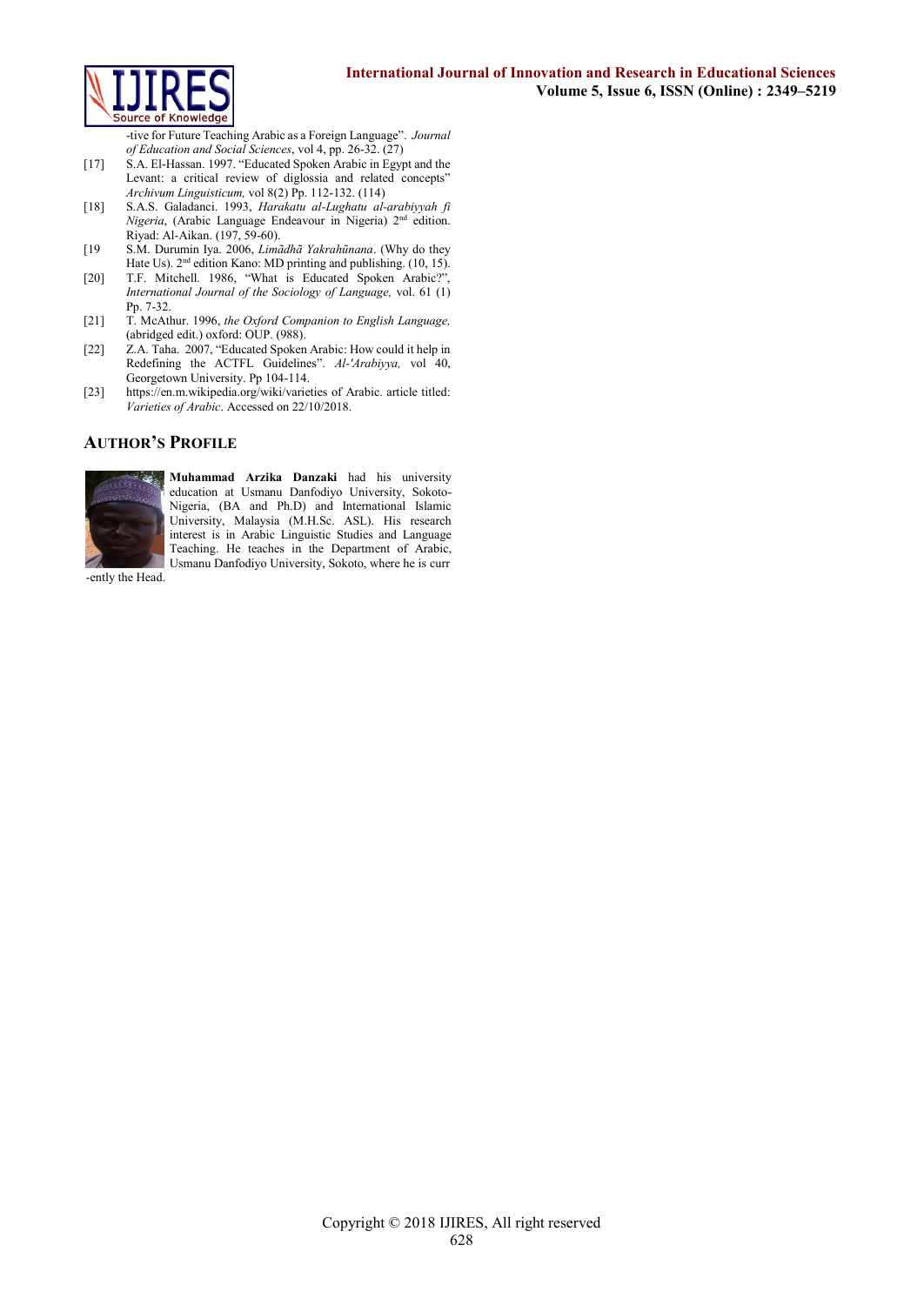-tive for Future Teaching Arabic as a Foreign Language". *Journal of Education and Social Sciences*, vol 4, pp. 26-32. (27)

[17] S.A. El-Hassan. 1997. "Educated Spoken Arabic in Egypt and the Levant: a critical review of diglossia and related concepts" *Archivum Linguisticum,* vol 8(2) Pp. 112-132. (114)

[18] S.A.S. Galadanci. 1993, *Harakatu al-Lughatu al-arabiyyah fi Nigeria*, (Arabic Language Endeavour in Nigeria) 2nd edition. Riyad: Al-Aikan. (197, 59-60).

[19 S.M. Durumin Iya. 2006, *Limãdhã Yakrahũnana*. (Why do they Hate Us). 2nd edition Kano: MD printing and publishing. (10, 15).

[20] T.F. Mitchell. 1986, "What is Educated Spoken Arabic?", *International Journal of the Sociology of Language,* vol. 61 (1) Pp. 7-32.

[21] T. McAthur. 1996, *the Oxford Companion to English Language,* (abridged edit.) oxford: OUP. (988).

[22] Z.A. Taha. 2007, "Educated Spoken Arabic: How could it help in Redefining the ACTFL Guidelines". *Al-'Arabiyya,* vol 40, Georgetown University. Pp 104-114.

[23] https://en.m.wikipedia.org/wiki/varieties of Arabic. article titled: *Varieties of Arabic*. Accessed on 22/10/2018.

## Author's Profile

**Muhammad Arzika Danzaki** had his university education at Usmanu Danfodiyo University, Sokoto-Nigeria, (BA and Ph.D) and International Islamic University, Malaysia (M.H.Sc. ASL). His research interest is in Arabic Linguistic Studies and Language Teaching. He teaches in the Department of Arabic, Usmanu Danfodiyo University, Sokoto, where he is curr-ently the Head.